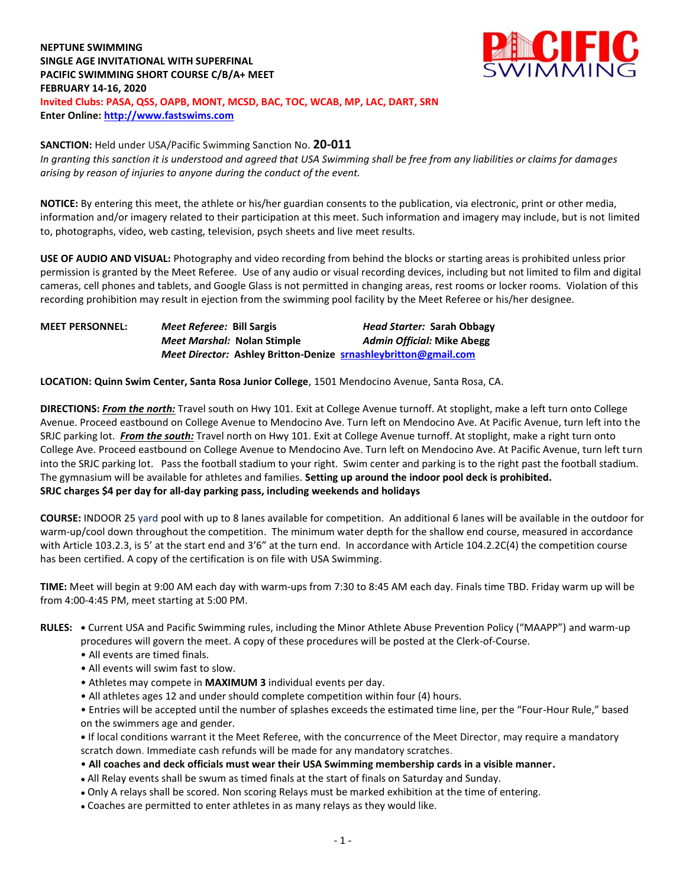**NEPTUNE SWIMMING**
**SINGLE AGE INVITATIONAL WITH SUPERFINAL**
**PACIFIC SWIMMING SHORT COURSE C/B/A+ MEET**
**FEBRUARY 14-16, 2020**
**Invited Clubs: PASA, QSS, OAPB, MONT, MCSD, BAC, TOC, WCAB, MP, LAC, DART, SRN**
**Enter Online: http://www.fastswims.com**

**SANCTION:** Held under USA/Pacific Swimming Sanction No. **20-011**
*In granting this sanction it is understood and agreed that USA Swimming shall be free from any liabilities or claims for damages arising by reason of injuries to anyone during the conduct of the event.*

**NOTICE:** By entering this meet, the athlete or his/her guardian consents to the publication, via electronic, print or other media, information and/or imagery related to their participation at this meet. Such information and imagery may include, but is not limited to, photographs, video, web casting, television, psych sheets and live meet results.

**USE OF AUDIO AND VISUAL:** Photography and video recording from behind the blocks or starting areas is prohibited unless prior permission is granted by the Meet Referee. Use of any audio or visual recording devices, including but not limited to film and digital cameras, cell phones and tablets, and Google Glass is not permitted in changing areas, rest rooms or locker rooms. Violation of this recording prohibition may result in ejection from the swimming pool facility by the Meet Referee or his/her designee.

**MEET PERSONNEL:**
*Meet Referee:* **Bill Sargis** — *Head Starter:* **Sarah Obbagy**
*Meet Marshal:* **Nolan Stimple** — *Admin Official:* **Mike Abegg**
*Meet Director:* **Ashley Britton-Denize** srnashleybritton@gmail.com

**LOCATION: Quinn Swim Center, Santa Rosa Junior College**, 1501 Mendocino Avenue, Santa Rosa, CA.

**DIRECTIONS:** ***From the north:*** Travel south on Hwy 101. Exit at College Avenue turnoff. At stoplight, make a left turn onto College Avenue. Proceed eastbound on College Avenue to Mendocino Ave. Turn left on Mendocino Ave. At Pacific Avenue, turn left into the SRJC parking lot. ***From the south:*** Travel north on Hwy 101. Exit at College Avenue turnoff. At stoplight, make a right turn onto College Ave. Proceed eastbound on College Avenue to Mendocino Ave. Turn left on Mendocino Ave. At Pacific Avenue, turn left turn into the SRJC parking lot. Pass the football stadium to your right. Swim center and parking is to the right past the football stadium. The gymnasium will be available for athletes and families. **Setting up around the indoor pool deck is prohibited.**
**SRJC charges $4 per day for all-day parking pass, including weekends and holidays**

**COURSE:** INDOOR 25 yard pool with up to 8 lanes available for competition. An additional 6 lanes will be available in the outdoor for warm-up/cool down throughout the competition. The minimum water depth for the shallow end course, measured in accordance with Article 103.2.3, is 5' at the start end and 3'6" at the turn end. In accordance with Article 104.2.2C(4) the competition course has been certified. A copy of the certification is on file with USA Swimming.

**TIME:** Meet will begin at 9:00 AM each day with warm-ups from 7:30 to 8:45 AM each day. Finals time TBD. Friday warm up will be from 4:00-4:45 PM, meet starting at 5:00 PM.

**RULES:**
- Current USA and Pacific Swimming rules, including the Minor Athlete Abuse Prevention Policy ("MAAPP") and warm-up procedures will govern the meet. A copy of these procedures will be posted at the Clerk-of-Course.
- All events are timed finals.
- All events will swim fast to slow.
- Athletes may compete in **MAXIMUM 3** individual events per day.
- All athletes ages 12 and under should complete competition within four (4) hours.
- Entries will be accepted until the number of splashes exceeds the estimated time line, per the "Four-Hour Rule," based on the swimmers age and gender.
- If local conditions warrant it the Meet Referee, with the concurrence of the Meet Director, may require a mandatory scratch down. Immediate cash refunds will be made for any mandatory scratches.
- **All coaches and deck officials must wear their USA Swimming membership cards in a visible manner.**
- All Relay events shall be swum as timed finals at the start of finals on Saturday and Sunday.
- Only A relays shall be scored. Non scoring Relays must be marked exhibition at the time of entering.
- Coaches are permitted to enter athletes in as many relays as they would like.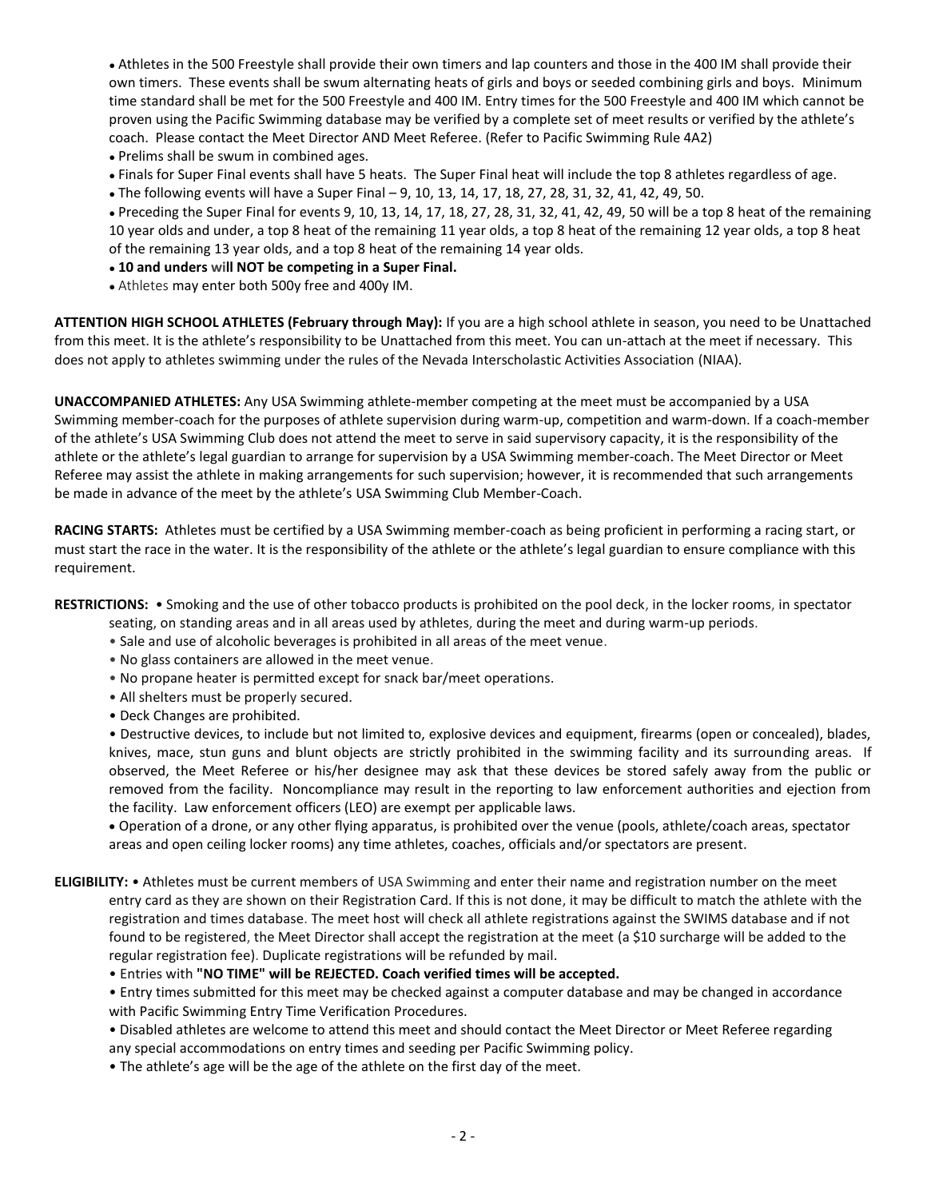- Athletes in the 500 Freestyle shall provide their own timers and lap counters and those in the 400 IM shall provide their own timers. These events shall be swum alternating heats of girls and boys or seeded combining girls and boys. Minimum time standard shall be met for the 500 Freestyle and 400 IM. Entry times for the 500 Freestyle and 400 IM which cannot be proven using the Pacific Swimming database may be verified by a complete set of meet results or verified by the athlete's coach. Please contact the Meet Director AND Meet Referee. (Refer to Pacific Swimming Rule 4A2)
- Prelims shall be swum in combined ages.
- Finals for Super Final events shall have 5 heats. The Super Final heat will include the top 8 athletes regardless of age.
- The following events will have a Super Final – 9, 10, 13, 14, 17, 18, 27, 28, 31, 32, 41, 42, 49, 50.
- Preceding the Super Final for events 9, 10, 13, 14, 17, 18, 27, 28, 31, 32, 41, 42, 49, 50 will be a top 8 heat of the remaining 10 year olds and under, a top 8 heat of the remaining 11 year olds, a top 8 heat of the remaining 12 year olds, a top 8 heat of the remaining 13 year olds, and a top 8 heat of the remaining 14 year olds.
- **10 and unders will NOT be competing in a Super Final.**
- Athletes may enter both 500y free and 400y IM.

**ATTENTION HIGH SCHOOL ATHLETES (February through May):** If you are a high school athlete in season, you need to be Unattached from this meet. It is the athlete's responsibility to be Unattached from this meet. You can un-attach at the meet if necessary. This does not apply to athletes swimming under the rules of the Nevada Interscholastic Activities Association (NIAA).

**UNACCOMPANIED ATHLETES:** Any USA Swimming athlete-member competing at the meet must be accompanied by a USA Swimming member-coach for the purposes of athlete supervision during warm-up, competition and warm-down. If a coach-member of the athlete's USA Swimming Club does not attend the meet to serve in said supervisory capacity, it is the responsibility of the athlete or the athlete's legal guardian to arrange for supervision by a USA Swimming member-coach. The Meet Director or Meet Referee may assist the athlete in making arrangements for such supervision; however, it is recommended that such arrangements be made in advance of the meet by the athlete's USA Swimming Club Member-Coach.

**RACING STARTS:** Athletes must be certified by a USA Swimming member-coach as being proficient in performing a racing start, or must start the race in the water. It is the responsibility of the athlete or the athlete's legal guardian to ensure compliance with this requirement.

**RESTRICTIONS:**
- Smoking and the use of other tobacco products is prohibited on the pool deck, in the locker rooms, in spectator seating, on standing areas and in all areas used by athletes, during the meet and during warm-up periods.
- Sale and use of alcoholic beverages is prohibited in all areas of the meet venue.
- No glass containers are allowed in the meet venue.
- No propane heater is permitted except for snack bar/meet operations.
- All shelters must be properly secured.
- Deck Changes are prohibited.
- Destructive devices, to include but not limited to, explosive devices and equipment, firearms (open or concealed), blades, knives, mace, stun guns and blunt objects are strictly prohibited in the swimming facility and its surrounding areas. If observed, the Meet Referee or his/her designee may ask that these devices be stored safely away from the public or removed from the facility. Noncompliance may result in the reporting to law enforcement authorities and ejection from the facility. Law enforcement officers (LEO) are exempt per applicable laws.
- Operation of a drone, or any other flying apparatus, is prohibited over the venue (pools, athlete/coach areas, spectator areas and open ceiling locker rooms) any time athletes, coaches, officials and/or spectators are present.

**ELIGIBILITY:**
- Athletes must be current members of USA Swimming and enter their name and registration number on the meet entry card as they are shown on their Registration Card. If this is not done, it may be difficult to match the athlete with the registration and times database. The meet host will check all athlete registrations against the SWIMS database and if not found to be registered, the Meet Director shall accept the registration at the meet (a $10 surcharge will be added to the regular registration fee). Duplicate registrations will be refunded by mail.
- Entries with **"NO TIME" will be REJECTED. Coach verified times will be accepted.**
- Entry times submitted for this meet may be checked against a computer database and may be changed in accordance with Pacific Swimming Entry Time Verification Procedures.
- Disabled athletes are welcome to attend this meet and should contact the Meet Director or Meet Referee regarding any special accommodations on entry times and seeding per Pacific Swimming policy.
- The athlete's age will be the age of the athlete on the first day of the meet.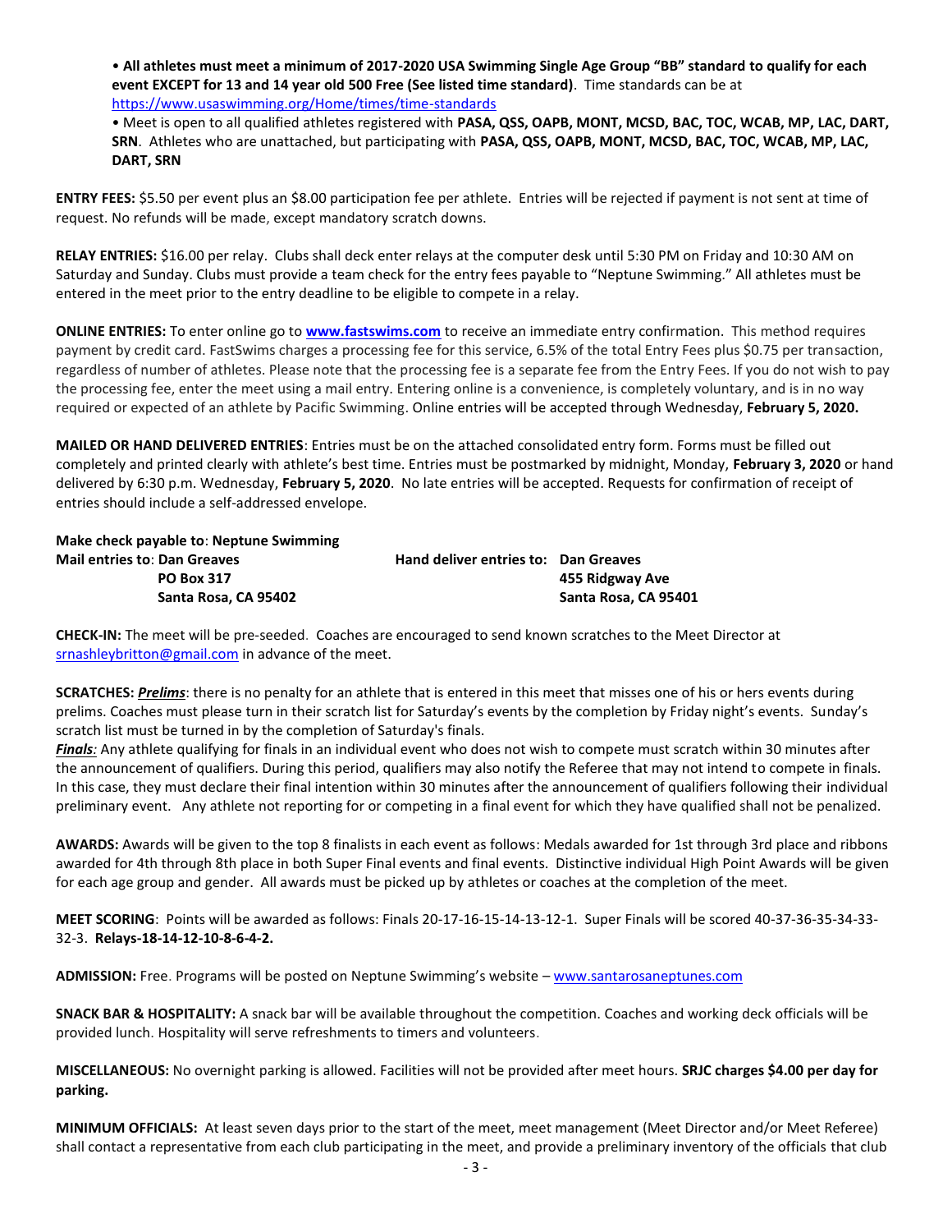- **All athletes must meet a minimum of 2017-2020 USA Swimming Single Age Group "BB" standard to qualify for each event EXCEPT for 13 and 14 year old 500 Free (See listed time standard)**. Time standards can be at https://www.usaswimming.org/Home/times/time-standards
- Meet is open to all qualified athletes registered with **PASA, QSS, OAPB, MONT, MCSD, BAC, TOC, WCAB, MP, LAC, DART, SRN**. Athletes who are unattached, but participating with **PASA, QSS, OAPB, MONT, MCSD, BAC, TOC, WCAB, MP, LAC, DART, SRN**

**ENTRY FEES:** $5.50 per event plus an $8.00 participation fee per athlete. Entries will be rejected if payment is not sent at time of request. No refunds will be made, except mandatory scratch downs.

**RELAY ENTRIES:** $16.00 per relay. Clubs shall deck enter relays at the computer desk until 5:30 PM on Friday and 10:30 AM on Saturday and Sunday. Clubs must provide a team check for the entry fees payable to "Neptune Swimming." All athletes must be entered in the meet prior to the entry deadline to be eligible to compete in a relay.

**ONLINE ENTRIES:** To enter online go to **www.fastswims.com** to receive an immediate entry confirmation. This method requires payment by credit card. FastSwims charges a processing fee for this service, 6.5% of the total Entry Fees plus $0.75 per transaction, regardless of number of athletes. Please note that the processing fee is a separate fee from the Entry Fees. If you do not wish to pay the processing fee, enter the meet using a mail entry. Entering online is a convenience, is completely voluntary, and is in no way required or expected of an athlete by Pacific Swimming. Online entries will be accepted through Wednesday, **February 5, 2020.**

**MAILED OR HAND DELIVERED ENTRIES**: Entries must be on the attached consolidated entry form. Forms must be filled out completely and printed clearly with athlete's best time. Entries must be postmarked by midnight, Monday, **February 3, 2020** or hand delivered by 6:30 p.m. Wednesday, **February 5, 2020**. No late entries will be accepted. Requests for confirmation of receipt of entries should include a self-addressed envelope.

**Make check payable to**: **Neptune Swimming**

**Mail entries to**: **Dan Greaves**
**PO Box 317**
**Santa Rosa, CA 95402**

**Hand deliver entries to: Dan Greaves**
**455 Ridgway Ave**
**Santa Rosa, CA 95401**

**CHECK-IN:** The meet will be pre-seeded. Coaches are encouraged to send known scratches to the Meet Director at srnashleybritton@gmail.com in advance of the meet.

**SCRATCHES:** ***Prelims***: there is no penalty for an athlete that is entered in this meet that misses one of his or hers events during prelims. Coaches must please turn in their scratch list for Saturday's events by the completion by Friday night's events. Sunday's scratch list must be turned in by the completion of Saturday's finals.

***Finals:*** Any athlete qualifying for finals in an individual event who does not wish to compete must scratch within 30 minutes after the announcement of qualifiers. During this period, qualifiers may also notify the Referee that may not intend to compete in finals. In this case, they must declare their final intention within 30 minutes after the announcement of qualifiers following their individual preliminary event. Any athlete not reporting for or competing in a final event for which they have qualified shall not be penalized.

**AWARDS:** Awards will be given to the top 8 finalists in each event as follows: Medals awarded for 1st through 3rd place and ribbons awarded for 4th through 8th place in both Super Final events and final events. Distinctive individual High Point Awards will be given for each age group and gender. All awards must be picked up by athletes or coaches at the completion of the meet.

**MEET SCORING**: Points will be awarded as follows: Finals 20-17-16-15-14-13-12-1. Super Finals will be scored 40-37-36-35-34-33-32-3. **Relays-18-14-12-10-8-6-4-2.**

**ADMISSION:** Free. Programs will be posted on Neptune Swimming's website – www.santarosaneptunes.com

**SNACK BAR & HOSPITALITY:** A snack bar will be available throughout the competition. Coaches and working deck officials will be provided lunch. Hospitality will serve refreshments to timers and volunteers.

**MISCELLANEOUS:** No overnight parking is allowed. Facilities will not be provided after meet hours. **SRJC charges $4.00 per day for parking.**

**MINIMUM OFFICIALS:** At least seven days prior to the start of the meet, meet management (Meet Director and/or Meet Referee) shall contact a representative from each club participating in the meet, and provide a preliminary inventory of the officials that club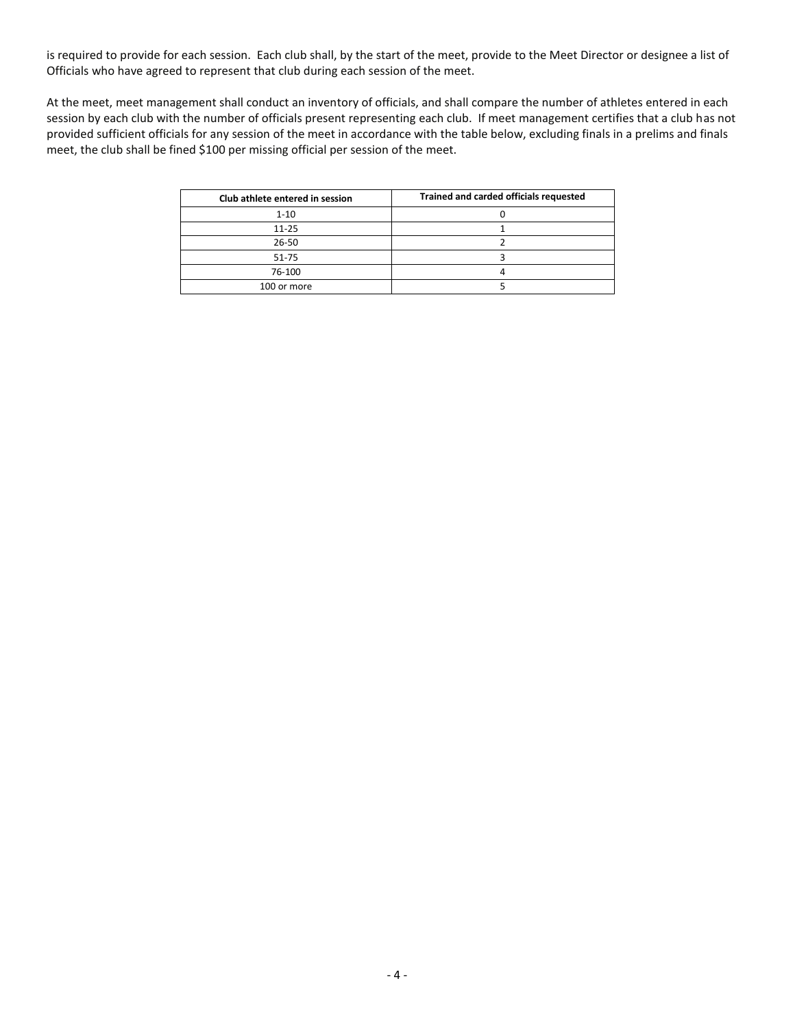is required to provide for each session. Each club shall, by the start of the meet, provide to the Meet Director or designee a list of Officials who have agreed to represent that club during each session of the meet.

At the meet, meet management shall conduct an inventory of officials, and shall compare the number of athletes entered in each session by each club with the number of officials present representing each club. If meet management certifies that a club has not provided sufficient officials for any session of the meet in accordance with the table below, excluding finals in a prelims and finals meet, the club shall be fined $100 per missing official per session of the meet.

| Club athlete entered in session | Trained and carded officials requested |
|---|---|
| 1-10 | 0 |
| 11-25 | 1 |
| 26-50 | 2 |
| 51-75 | 3 |
| 76-100 | 4 |
| 100 or more | 5 |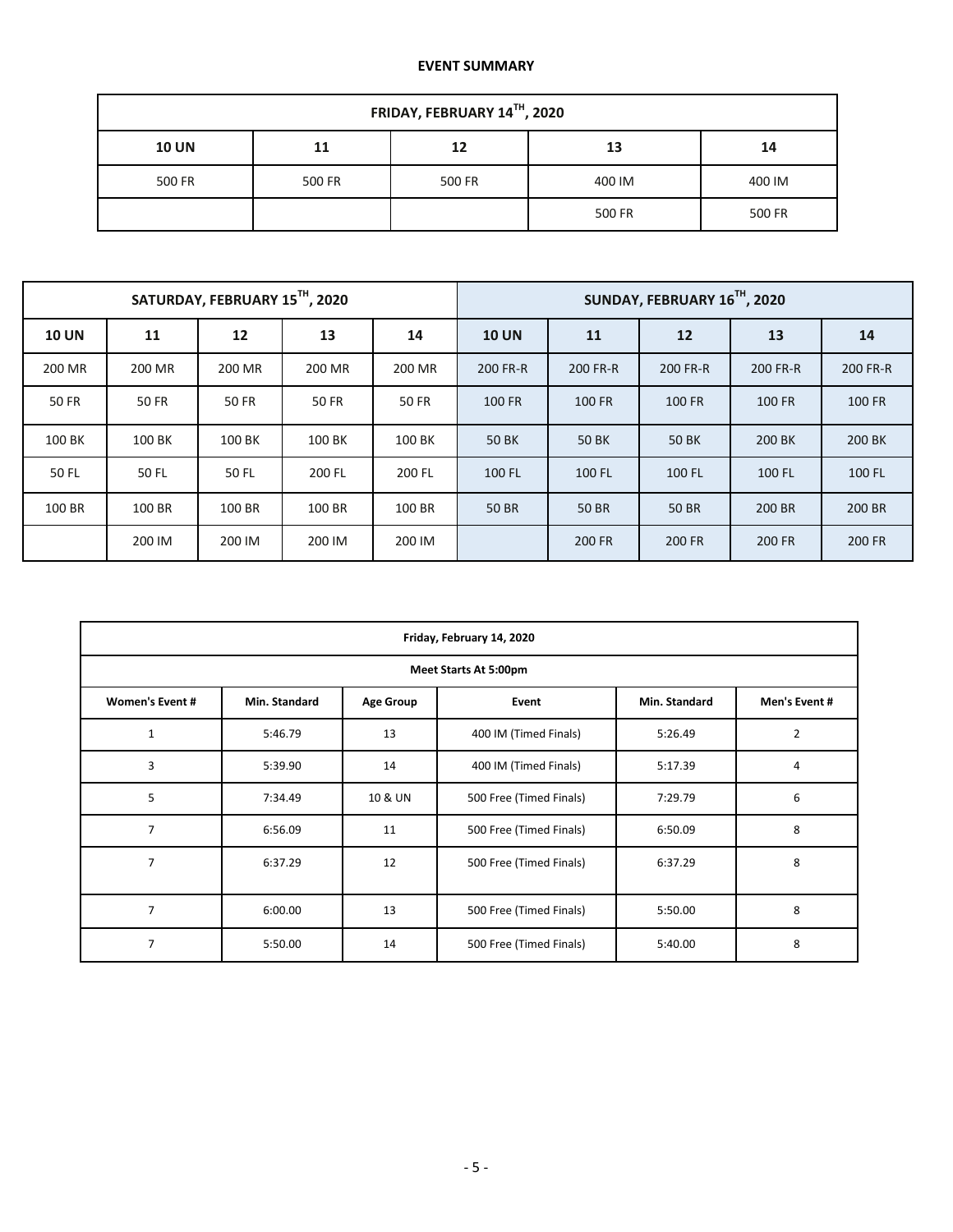## EVENT SUMMARY

| FRIDAY, FEBRUARY 14TH, 2020 | | | | |
|---|---|---|---|---|
| **10 UN** | **11** | **12** | **13** | **14** |
| 500 FR | 500 FR | 500 FR | 400 IM | 400 IM |
| | | | 500 FR | 500 FR |

| SATURDAY, FEBRUARY 15TH, 2020 | | | | | SUNDAY, FEBRUARY 16TH, 2020 | | | | |
|---|---|---|---|---|---|---|---|---|---|
| **10 UN** | **11** | **12** | **13** | **14** | **10 UN** | **11** | **12** | **13** | **14** |
| 200 MR | 200 MR | 200 MR | 200 MR | 200 MR | 200 FR-R | 200 FR-R | 200 FR-R | 200 FR-R | 200 FR-R |
| 50 FR | 50 FR | 50 FR | 50 FR | 50 FR | 100 FR | 100 FR | 100 FR | 100 FR | 100 FR |
| 100 BK | 100 BK | 100 BK | 100 BK | 100 BK | 50 BK | 50 BK | 50 BK | 200 BK | 200 BK |
| 50 FL | 50 FL | 50 FL | 200 FL | 200 FL | 100 FL | 100 FL | 100 FL | 100 FL | 100 FL |
| 100 BR | 100 BR | 100 BR | 100 BR | 100 BR | 50 BR | 50 BR | 50 BR | 200 BR | 200 BR |
| | 200 IM | 200 IM | 200 IM | 200 IM | | 200 FR | 200 FR | 200 FR | 200 FR |

| Friday, February 14, 2020 | | | | | |
|---|---|---|---|---|---|
| **Meet Starts At 5:00pm** | | | | | |
| **Women's Event #** | **Min. Standard** | **Age Group** | **Event** | **Min. Standard** | **Men's Event #** |
| 1 | 5:46.79 | 13 | 400 IM (Timed Finals) | 5:26.49 | 2 |
| 3 | 5:39.90 | 14 | 400 IM (Timed Finals) | 5:17.39 | 4 |
| 5 | 7:34.49 | 10 & UN | 500 Free (Timed Finals) | 7:29.79 | 6 |
| 7 | 6:56.09 | 11 | 500 Free (Timed Finals) | 6:50.09 | 8 |
| 7 | 6:37.29 | 12 | 500 Free (Timed Finals) | 6:37.29 | 8 |
| 7 | 6:00.00 | 13 | 500 Free (Timed Finals) | 5:50.00 | 8 |
| 7 | 5:50.00 | 14 | 500 Free (Timed Finals) | 5:40.00 | 8 |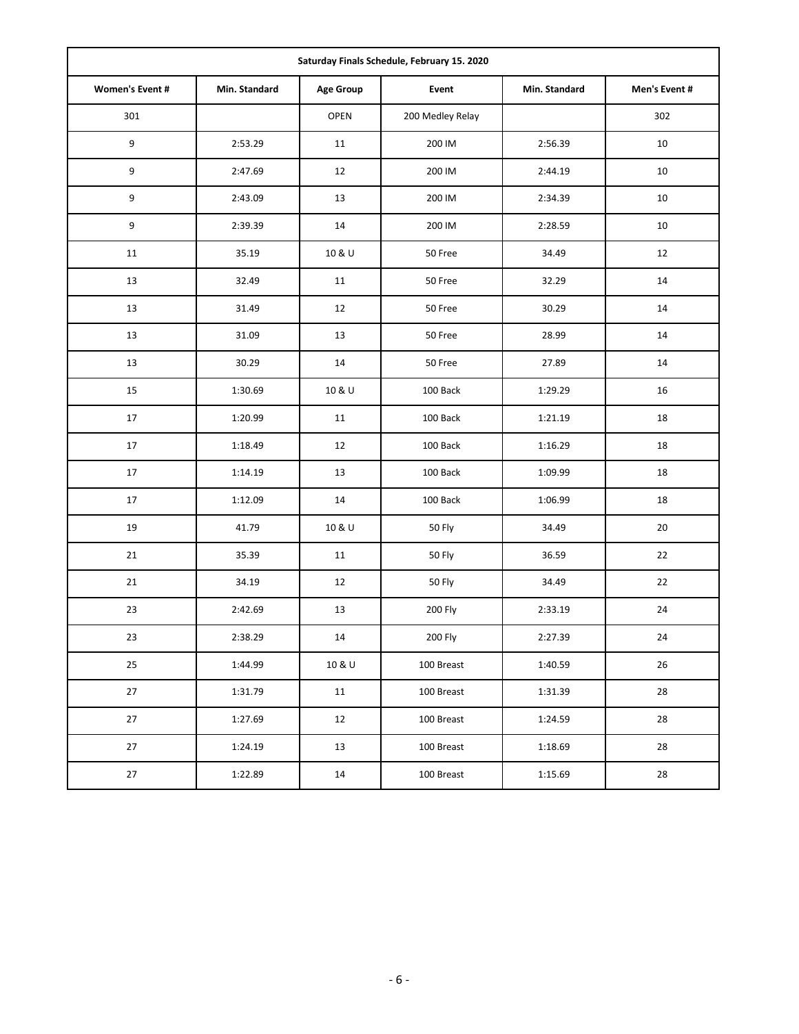| Saturday Finals Schedule, February 15. 2020 | | | | | |
|---|---|---|---|---|---|
| **Women's Event #** | **Min. Standard** | **Age Group** | **Event** | **Min. Standard** | **Men's Event #** |
| 301 | | OPEN | 200 Medley Relay | | 302 |
| 9 | 2:53.29 | 11 | 200 IM | 2:56.39 | 10 |
| 9 | 2:47.69 | 12 | 200 IM | 2:44.19 | 10 |
| 9 | 2:43.09 | 13 | 200 IM | 2:34.39 | 10 |
| 9 | 2:39.39 | 14 | 200 IM | 2:28.59 | 10 |
| 11 | 35.19 | 10 & U | 50 Free | 34.49 | 12 |
| 13 | 32.49 | 11 | 50 Free | 32.29 | 14 |
| 13 | 31.49 | 12 | 50 Free | 30.29 | 14 |
| 13 | 31.09 | 13 | 50 Free | 28.99 | 14 |
| 13 | 30.29 | 14 | 50 Free | 27.89 | 14 |
| 15 | 1:30.69 | 10 & U | 100 Back | 1:29.29 | 16 |
| 17 | 1:20.99 | 11 | 100 Back | 1:21.19 | 18 |
| 17 | 1:18.49 | 12 | 100 Back | 1:16.29 | 18 |
| 17 | 1:14.19 | 13 | 100 Back | 1:09.99 | 18 |
| 17 | 1:12.09 | 14 | 100 Back | 1:06.99 | 18 |
| 19 | 41.79 | 10 & U | 50 Fly | 34.49 | 20 |
| 21 | 35.39 | 11 | 50 Fly | 36.59 | 22 |
| 21 | 34.19 | 12 | 50 Fly | 34.49 | 22 |
| 23 | 2:42.69 | 13 | 200 Fly | 2:33.19 | 24 |
| 23 | 2:38.29 | 14 | 200 Fly | 2:27.39 | 24 |
| 25 | 1:44.99 | 10 & U | 100 Breast | 1:40.59 | 26 |
| 27 | 1:31.79 | 11 | 100 Breast | 1:31.39 | 28 |
| 27 | 1:27.69 | 12 | 100 Breast | 1:24.59 | 28 |
| 27 | 1:24.19 | 13 | 100 Breast | 1:18.69 | 28 |
| 27 | 1:22.89 | 14 | 100 Breast | 1:15.69 | 28 |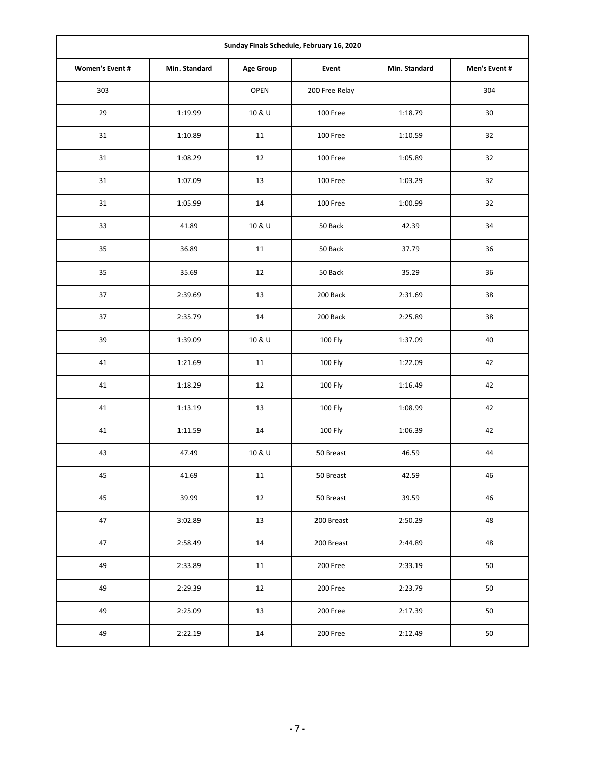| Sunday Finals Schedule, February 16, 2020 | | | | | |
|---|---|---|---|---|---|
| Women's Event # | Min. Standard | Age Group | Event | Min. Standard | Men's Event # |
| 303 | | OPEN | 200 Free Relay | | 304 |
| 29 | 1:19.99 | 10 & U | 100 Free | 1:18.79 | 30 |
| 31 | 1:10.89 | 11 | 100 Free | 1:10.59 | 32 |
| 31 | 1:08.29 | 12 | 100 Free | 1:05.89 | 32 |
| 31 | 1:07.09 | 13 | 100 Free | 1:03.29 | 32 |
| 31 | 1:05.99 | 14 | 100 Free | 1:00.99 | 32 |
| 33 | 41.89 | 10 & U | 50 Back | 42.39 | 34 |
| 35 | 36.89 | 11 | 50 Back | 37.79 | 36 |
| 35 | 35.69 | 12 | 50 Back | 35.29 | 36 |
| 37 | 2:39.69 | 13 | 200 Back | 2:31.69 | 38 |
| 37 | 2:35.79 | 14 | 200 Back | 2:25.89 | 38 |
| 39 | 1:39.09 | 10 & U | 100 Fly | 1:37.09 | 40 |
| 41 | 1:21.69 | 11 | 100 Fly | 1:22.09 | 42 |
| 41 | 1:18.29 | 12 | 100 Fly | 1:16.49 | 42 |
| 41 | 1:13.19 | 13 | 100 Fly | 1:08.99 | 42 |
| 41 | 1:11.59 | 14 | 100 Fly | 1:06.39 | 42 |
| 43 | 47.49 | 10 & U | 50 Breast | 46.59 | 44 |
| 45 | 41.69 | 11 | 50 Breast | 42.59 | 46 |
| 45 | 39.99 | 12 | 50 Breast | 39.59 | 46 |
| 47 | 3:02.89 | 13 | 200 Breast | 2:50.29 | 48 |
| 47 | 2:58.49 | 14 | 200 Breast | 2:44.89 | 48 |
| 49 | 2:33.89 | 11 | 200 Free | 2:33.19 | 50 |
| 49 | 2:29.39 | 12 | 200 Free | 2:23.79 | 50 |
| 49 | 2:25.09 | 13 | 200 Free | 2:17.39 | 50 |
| 49 | 2:22.19 | 14 | 200 Free | 2:12.49 | 50 |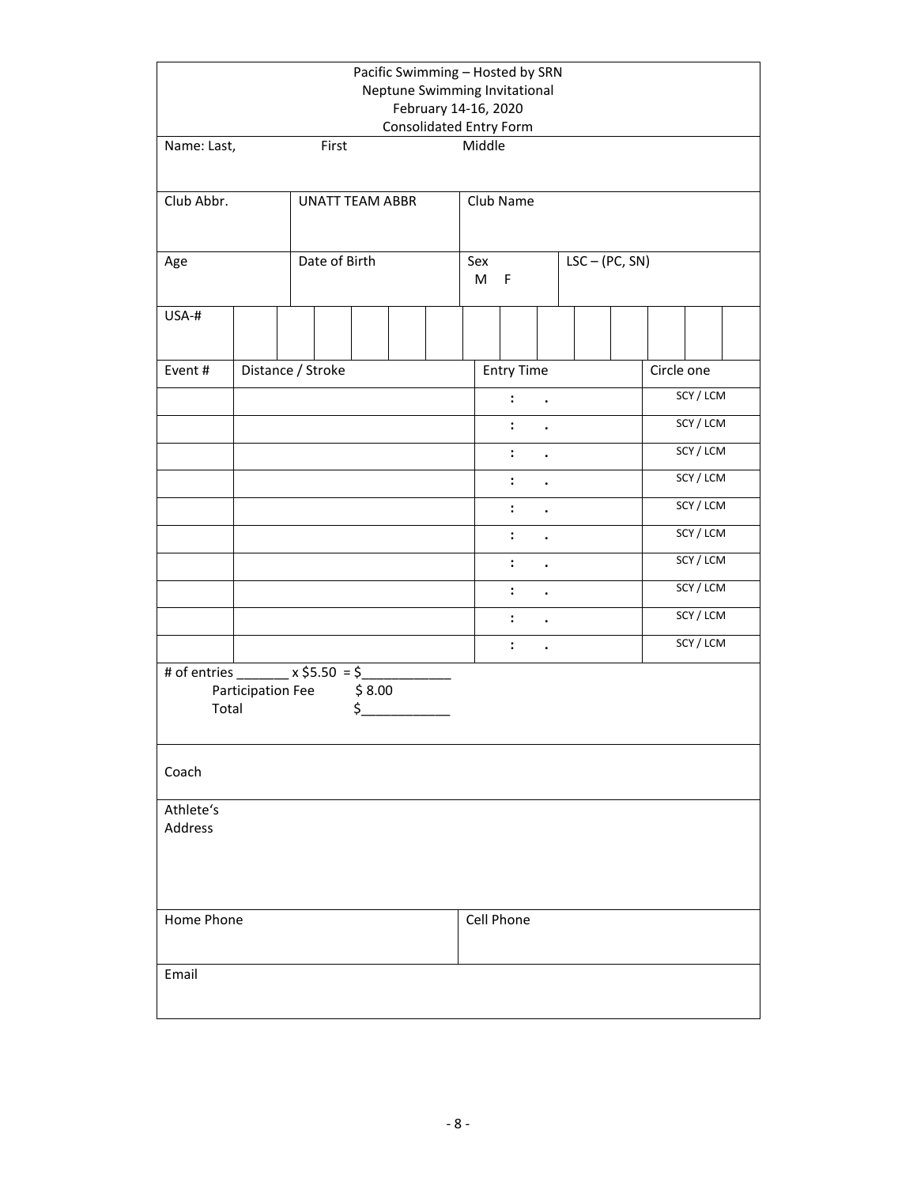Pacific Swimming – Hosted by SRN
Neptune Swimming Invitational
February 14-16, 2020
Consolidated Entry Form

| Name: Last, | First | Middle | |
|---|---|---|---|
| Club Abbr. | UNATT TEAM ABBR | Club Name | |
| Age | Date of Birth | Sex<br>M F | LSC – (PC, SN) |

| USA-# | | | | | | | | | | | | | | |
|---|---|---|---|---|---|---|---|---|---|---|---|---|---|---|

| Event # | Distance / Stroke | Entry Time | Circle one |
|---|---|---|---|
| | | : . | SCY / LCM |
| | | : . | SCY / LCM |
| | | : . | SCY / LCM |
| | | : . | SCY / LCM |
| | | : . | SCY / LCM |
| | | : . | SCY / LCM |
| | | : . | SCY / LCM |
| | | : . | SCY / LCM |
| | | : . | SCY / LCM |
| | | : . | SCY / LCM |

# of entries _______ x $5.50 = $____________

Participation Fee $ 8.00

Total $____________

Coach

Athlete's Address

| Home Phone | Cell Phone |
|---|---|

Email